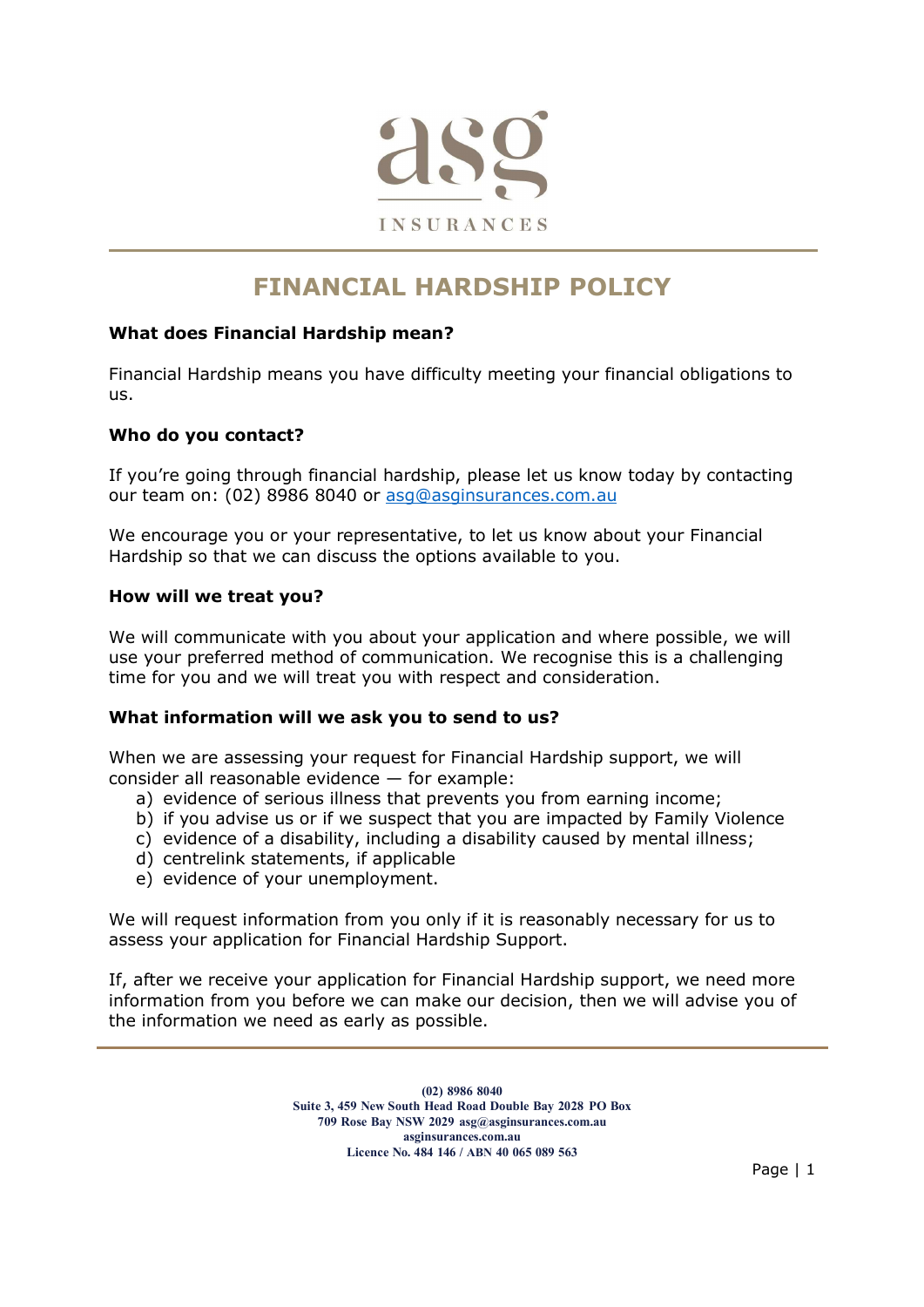asg

INSURANCES

# FINANCIAL HARDSHIP POLICY

**What does Financial Hardship mean?**

Financial Hardship means you have difficulty meeting your financial obligations to us.

**Who do you contact?**

If you're going through financial hardship, please let us know today by contacting our team on: (02) 8986 8040 or asg@asginsurances.com.au

We encourage you or your representative, to let us know about your Financial Hardship so that we can discuss the options available to you.

**How will we treat you?**

We will communicate with you about your application and where possible, we will use your preferred method of communication. We recognise this is a challenging time for you and we will treat you with respect and consideration.

**What information will we ask you to send to us?**

When we are assessing your request for Financial Hardship support, we will consider all reasonable evidence — for example:

a) evidence of serious illness that prevents you from earning income;
b) if you advise us or if we suspect that you are impacted by Family Violence
c) evidence of a disability, including a disability caused by mental illness;
d) centrelink statements, if applicable
e) evidence of your unemployment.

We will request information from you only if it is reasonably necessary for us to assess your application for Financial Hardship Support.

If, after we receive your application for Financial Hardship support, we need more information from you before we can make our decision, then we will advise you of the information we need as early as possible.

(02) 8986 8040
Suite 3, 459 New South Head Road Double Bay 2028 PO Box 709 Rose Bay NSW 2029 asg@asginsurances.com.au
asginsurances.com.au
Licence No. 484 146 / ABN 40 065 089 563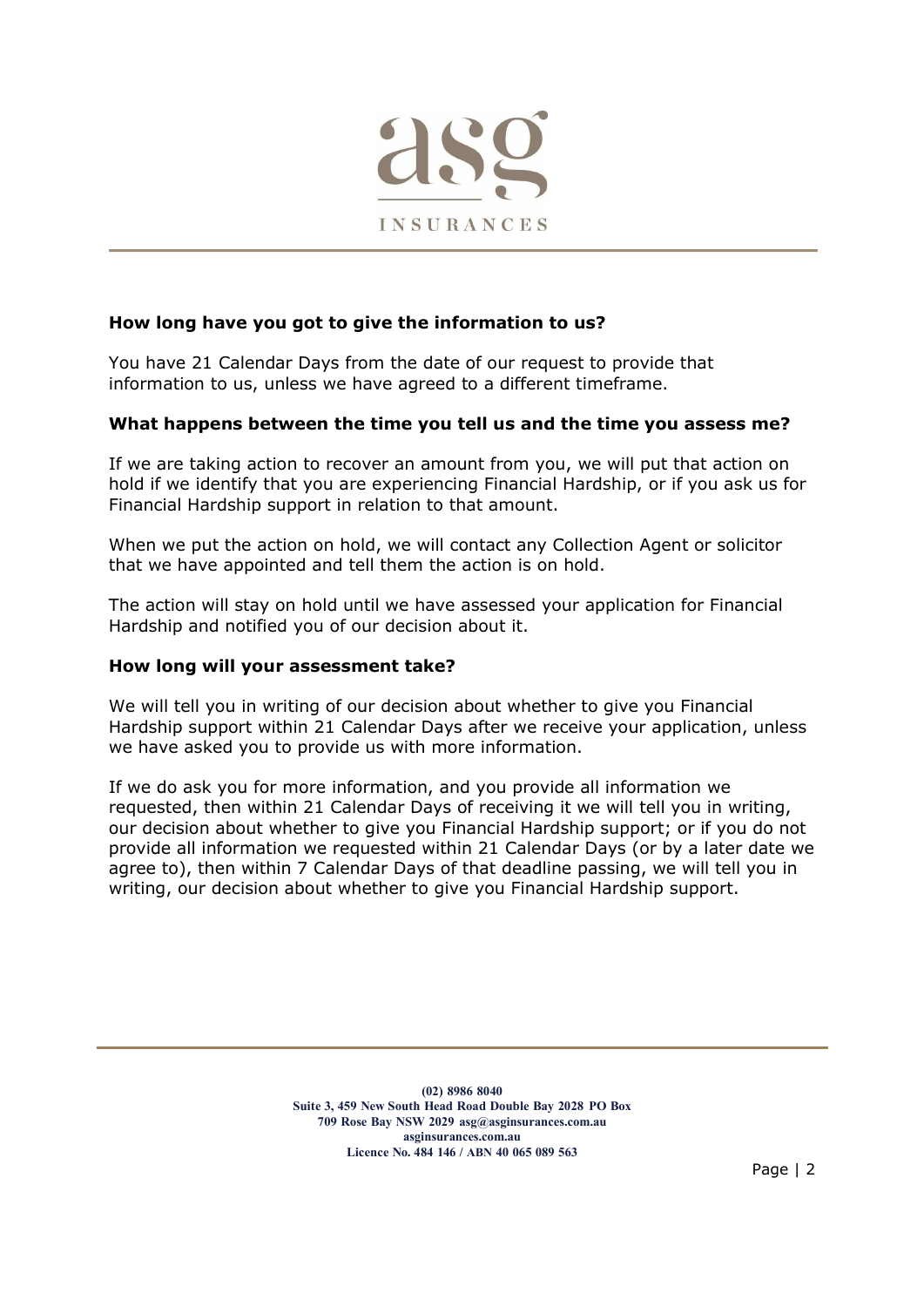### How long have you got to give the information to us?

You have 21 Calendar Days from the date of our request to provide that information to us, unless we have agreed to a different timeframe.

### What happens between the time you tell us and the time you assess me?

If we are taking action to recover an amount from you, we will put that action on hold if we identify that you are experiencing Financial Hardship, or if you ask us for Financial Hardship support in relation to that amount.

When we put the action on hold, we will contact any Collection Agent or solicitor that we have appointed and tell them the action is on hold.

The action will stay on hold until we have assessed your application for Financial Hardship and notified you of our decision about it.

### How long will your assessment take?

We will tell you in writing of our decision about whether to give you Financial Hardship support within 21 Calendar Days after we receive your application, unless we have asked you to provide us with more information.

If we do ask you for more information, and you provide all information we requested, then within 21 Calendar Days of receiving it we will tell you in writing, our decision about whether to give you Financial Hardship support; or if you do not provide all information we requested within 21 Calendar Days (or by a later date we agree to), then within 7 Calendar Days of that deadline passing, we will tell you in writing, our decision about whether to give you Financial Hardship support.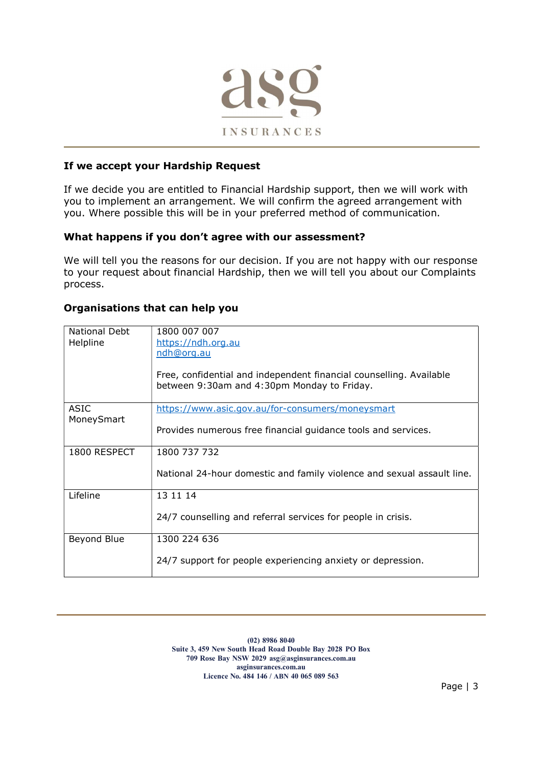### If we accept your Hardship Request

If we decide you are entitled to Financial Hardship support, then we will work with you to implement an arrangement. We will confirm the agreed arrangement with you. Where possible this will be in your preferred method of communication.

### What happens if you don't agree with our assessment?

We will tell you the reasons for our decision. If you are not happy with our response to your request about financial Hardship, then we will tell you about our Complaints process.

### Organisations that can help you

| | |
|---|---|
| National Debt Helpline | 1800 007 007<br>https://ndh.org.au<br>ndh@org.au<br><br>Free, confidential and independent financial counselling. Available between 9:30am and 4:30pm Monday to Friday. |
| ASIC MoneySmart | https://www.asic.gov.au/for-consumers/moneysmart<br><br>Provides numerous free financial guidance tools and services. |
| 1800 RESPECT | 1800 737 732<br><br>National 24-hour domestic and family violence and sexual assault line. |
| Lifeline | 13 11 14<br><br>24/7 counselling and referral services for people in crisis. |
| Beyond Blue | 1300 224 636<br><br>24/7 support for people experiencing anxiety or depression. |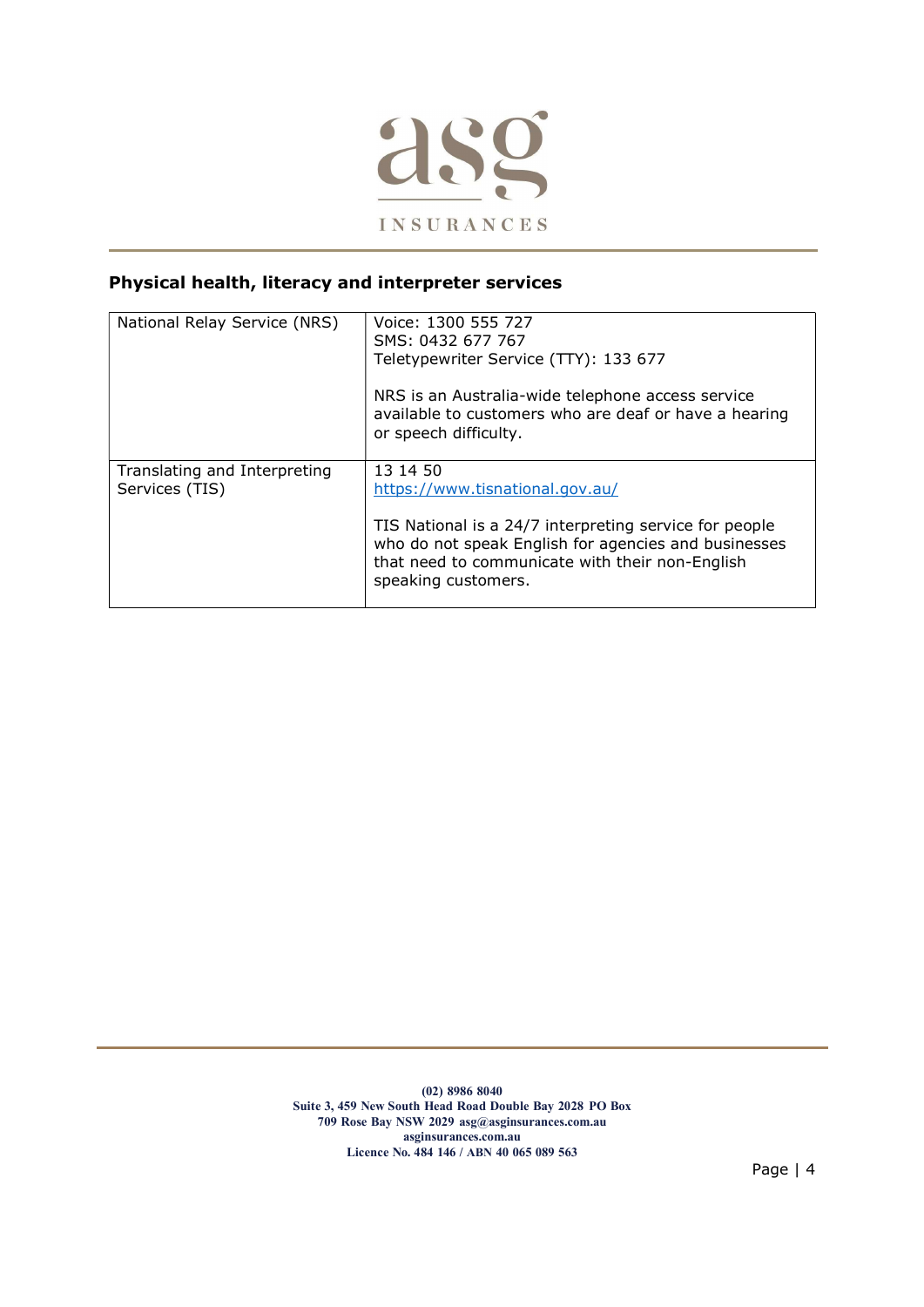## Physical health, literacy and interpreter services

| | |
|---|---|
| National Relay Service (NRS) | Voice: 1300 555 727<br>SMS: 0432 677 767<br>Teletypewriter Service (TTY): 133 677<br><br>NRS is an Australia-wide telephone access service available to customers who are deaf or have a hearing or speech difficulty. |
| Translating and Interpreting Services (TIS) | 13 14 50<br>https://www.tisnational.gov.au/<br><br>TIS National is a 24/7 interpreting service for people who do not speak English for agencies and businesses that need to communicate with their non-English speaking customers. |